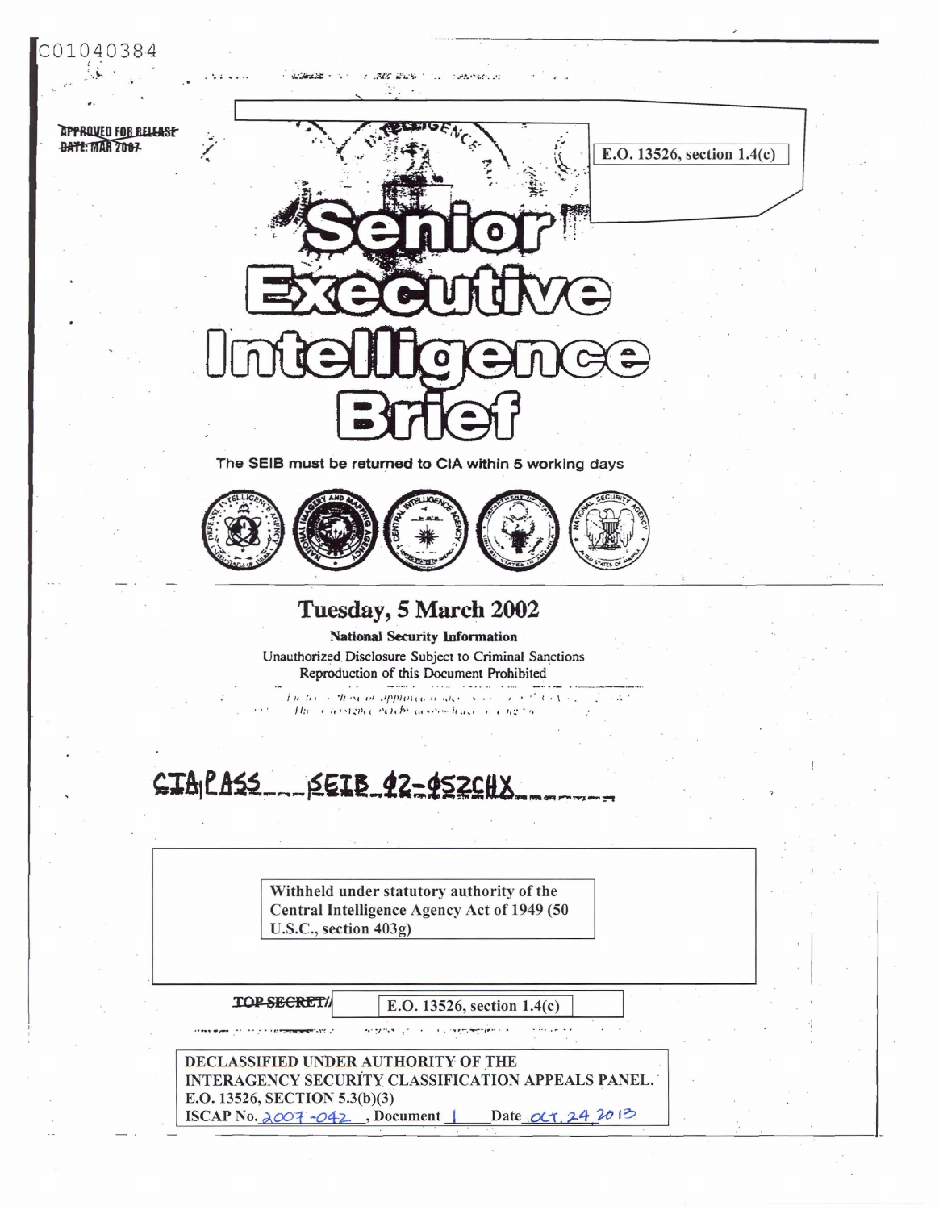C01040384

~~APPROVED FOR RELEASE~~
~~DATE: MAR 2007~~

E.O. 13526, section 1.4(c)

# Senior Executive Intelligence Brief

The SEIB must be returned to CIA within 5 working days

## Tuesday, 5 March 2002

**National Security Information**

Unauthorized Disclosure Subject to Criminal Sanctions

Reproduction of this Document Prohibited

CIA/PASS SEIB 02-052CHX

Withheld under statutory authority of the Central Intelligence Agency Act of 1949 (50 U.S.C., section 403g)

~~TOP SECRET/~~ E.O. 13526, section 1.4(c)

DECLASSIFIED UNDER AUTHORITY OF THE INTERAGENCY SECURITY CLASSIFICATION APPEALS PANEL.
E.O. 13526, SECTION 5.3(b)(3)
ISCAP No. 2007-042, Document 1 Date Oct. 24 2013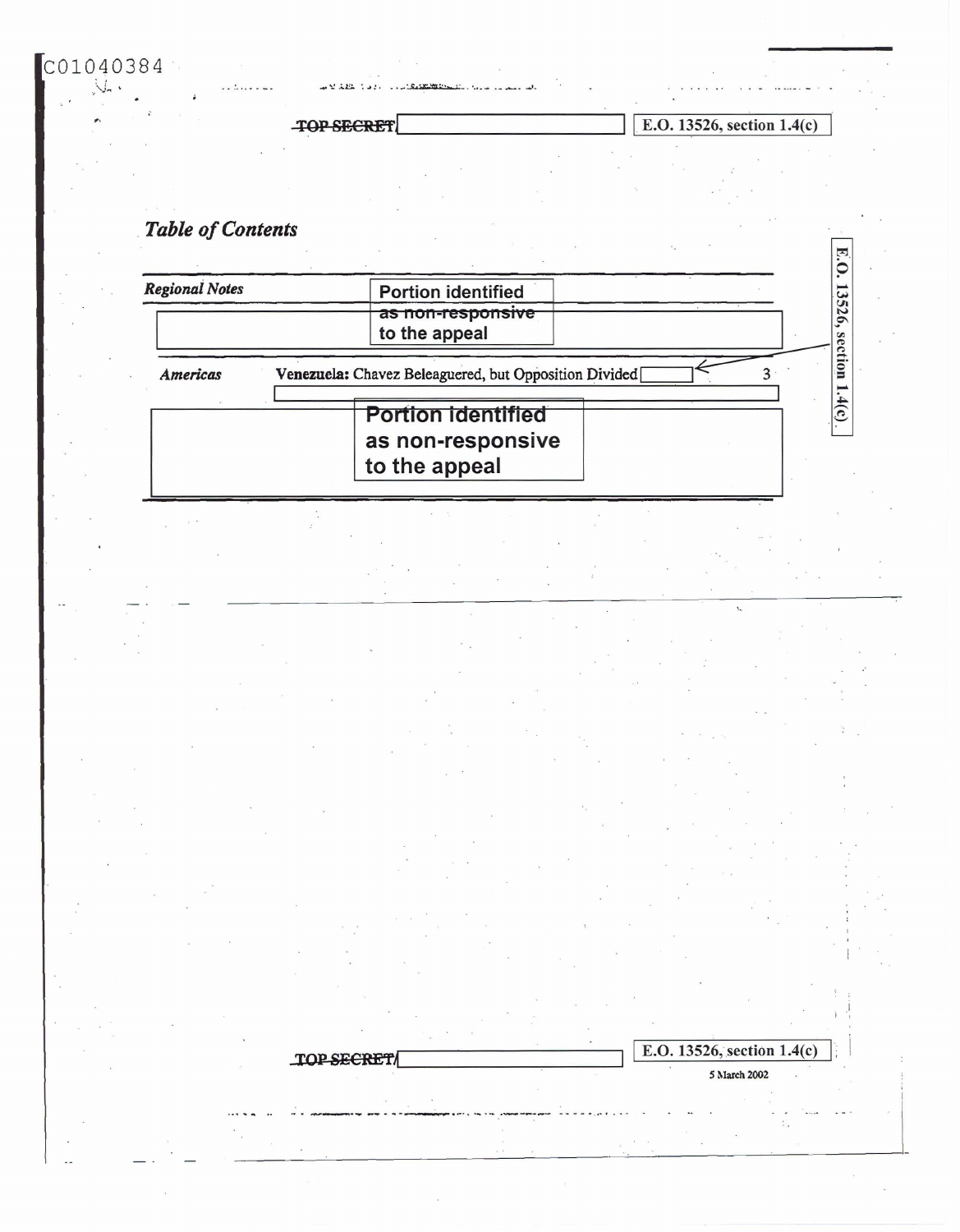C01040384

TOP SECRET/ E.O. 13526, section 1.4(c)

## *Table of Contents*

| | | |
|---|---|---|
| ***Regional Notes*** | Portion identified as non-responsive to the appeal | |
| ***Americas*** | **Venezuela:** Chavez Beleaguered, but Opposition Divided | 3 |
| | Portion identified as non-responsive to the appeal | |

E.O. 13526, section 1.4(c)

TOP SECRET/ E.O. 13526, section 1.4(c)

5 March 2002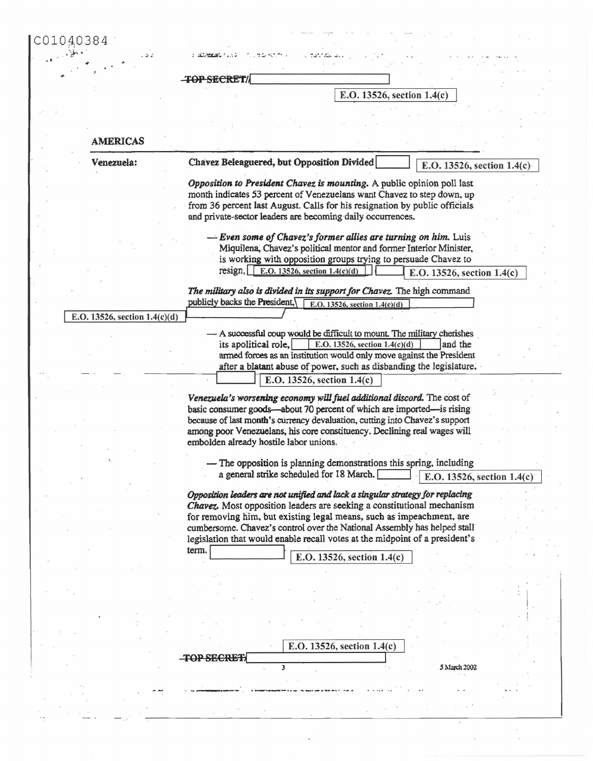TOP SECRET//

E.O. 13526, section 1.4(c)

## AMERICAS

**Venezuela:** **Chavez Beleaguered, but Opposition Divided** E.O. 13526, section 1.4(c)

***Opposition to President Chavez is mounting.*** A public opinion poll last month indicates 53 percent of Venezuelans want Chavez to step down, up from 36 percent last August. Calls for his resignation by public officials and private-sector leaders are becoming daily occurrences.

— ***Even some of Chavez's former allies are turning on him.*** Luis Miquilena, Chavez's political mentor and former Interior Minister, is working with opposition groups trying to persuade Chavez to resign, E.O. 13526, section 1.4(c)(d) E.O. 13526, section 1.4(c)

***The military also is divided in its support for Chavez.*** The high command publicly backs the President, E.O. 13526, section 1.4(c)(d)

E.O. 13526, section 1.4(c)(d)

— A successful coup would be difficult to mount. The military cherishes its apolitical role, E.O. 13526, section 1.4(c)(d) and the armed forces as an institution would only move against the President after a blatant abuse of power, such as disbanding the legislature. E.O. 13526, section 1.4(c)

***Venezuela's worsening economy will fuel additional discord.*** The cost of basic consumer goods—about 70 percent of which are imported—is rising because of last month's currency devaluation, cutting into Chavez's support among poor Venezuelans, his core constituency. Declining real wages will embolden already hostile labor unions.

— The opposition is planning demonstrations this spring, including a general strike scheduled for 18 March. E.O. 13526, section 1.4(c)

***Opposition leaders are not unified and lack a singular strategy for replacing Chavez.*** Most opposition leaders are seeking a constitutional mechanism for removing him, but existing legal means, such as impeachment, are cumbersome. Chavez's control over the National Assembly has helped stall legislation that would enable recall votes at the midpoint of a president's term. E.O. 13526, section 1.4(c)

E.O. 13526, section 1.4(c)

TOP SECRET/

5 March 2002